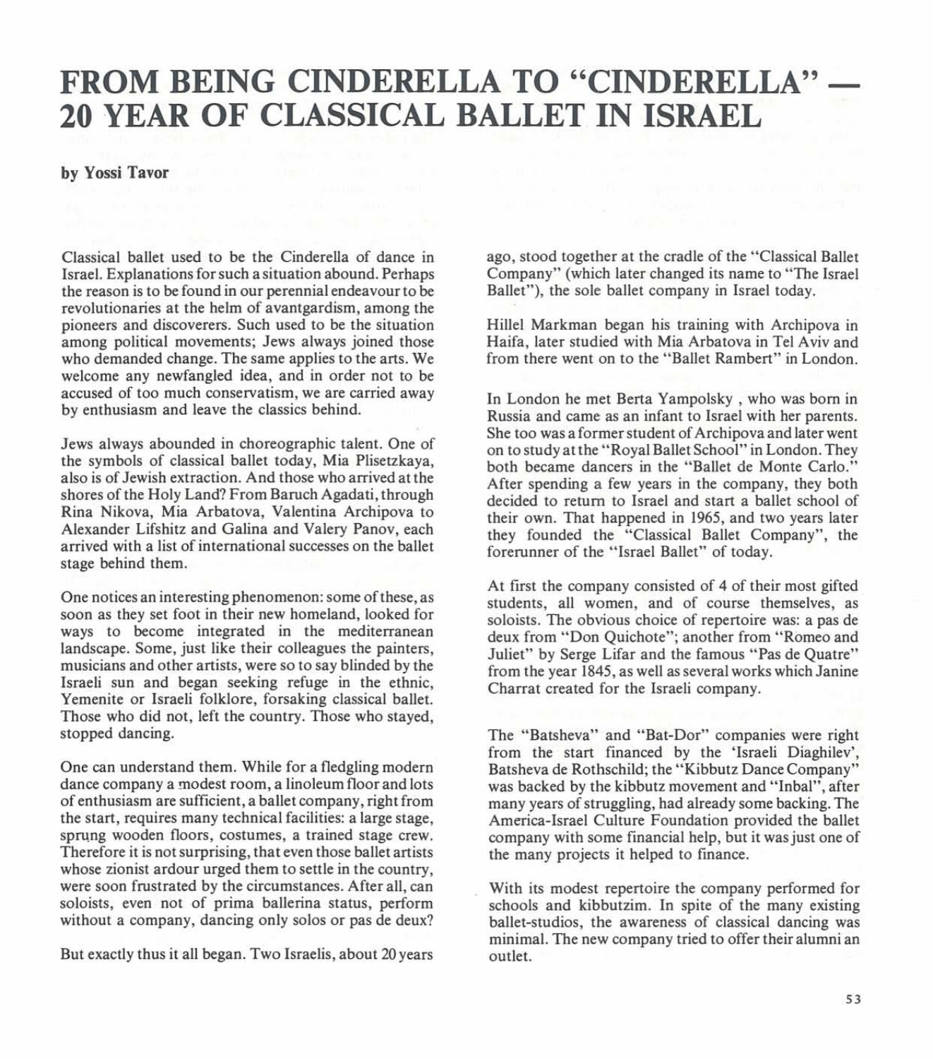# FROM BEING CINDERELLA TO "CINDERELLA" — 20 YEAR OF CLASSICAL BALLET IN ISRAEL

**by Yossi Tavor**

Classical ballet used to be the Cinderella of dance in Israel. Explanations for such a situation abound. Perhaps the reason is to be found in our perennial endeavour to be revolutionaries at the helm of avantgardism, among the pioneers and discoverers. Such used to be the situation among political movements; Jews always joined those who demanded change. The same applies to the arts. We welcome any newfangled idea, and in order not to be accused of too much conservatism, we are carried away by enthusiasm and leave the classics behind.

Jews always abounded in choreographic talent. One of the symbols of classical ballet today, Mia Plisetzkaya, also is of Jewish extraction. And those who arrived at the shores of the Holy Land? From Baruch Agadati, through Rina Nikova, Mia Arbatova, Valentina Archipova to Alexander Lifshitz and Galina and Valery Panov, each arrived with a list of international successes on the ballet stage behind them.

One notices an interesting phenomenon: some of these, as soon as they set foot in their new homeland, looked for ways to become integrated in the mediterranean landscape. Some, just like their colleagues the painters, musicians and other artists, were so to say blinded by the Israeli sun and began seeking refuge in the ethnic, Yemenite or Israeli folklore, forsaking classical ballet. Those who did not, left the country. Those who stayed, stopped dancing.

One can understand them. While for a fledgling modern dance company a modest room, a linoleum floor and lots of enthusiasm are sufficient, a ballet company, right from the start, requires many technical facilities: a large stage, sprung wooden floors, costumes, a trained stage crew. Therefore it is not surprising, that even those ballet artists whose zionist ardour urged them to settle in the country, were soon frustrated by the circumstances. After all, can soloists, even not of prima ballerina status, perform without a company, dancing only solos or pas de deux?

But exactly thus it all began. Two Israelis, about 20 years ago, stood together at the cradle of the "Classical Ballet Company" (which later changed its name to "The Israel Ballet"), the sole ballet company in Israel today.

Hillel Markman began his training with Archipova in Haifa, later studied with Mia Arbatova in Tel Aviv and from there went on to the "Ballet Rambert" in London.

In London he met Berta Yampolsky , who was born in Russia and came as an infant to Israel with her parents. She too was a former student of Archipova and later went on to study at the "Royal Ballet School" in London. They both became dancers in the "Ballet de Monte Carlo." After spending a few years in the company, they both decided to return to Israel and start a ballet school of their own. That happened in 1965, and two years later they founded the "Classical Ballet Company", the forerunner of the "Israel Ballet" of today.

At first the company consisted of 4 of their most gifted students, all women, and of course themselves, as soloists. The obvious choice of repertoire was: a pas de deux from "Don Quichote"; another from "Romeo and Juliet" by Serge Lifar and the famous "Pas de Quatre" from the year 1845, as well as several works which Janine Charrat created for the Israeli company.

The "Batsheva" and "Bat-Dor" companies were right from the start financed by the 'Israeli Diaghilev', Batsheva de Rothschild; the "Kibbutz Dance Company" was backed by the kibbutz movement and "Inbal", after many years of struggling, had already some backing. The America-Israel Culture Foundation provided the ballet company with some financial help, but it was just one of the many projects it helped to finance.

With its modest repertoire the company performed for schools and kibbutzim. In spite of the many existing ballet-studios, the awareness of classical dancing was minimal. The new company tried to offer their alumni an outlet.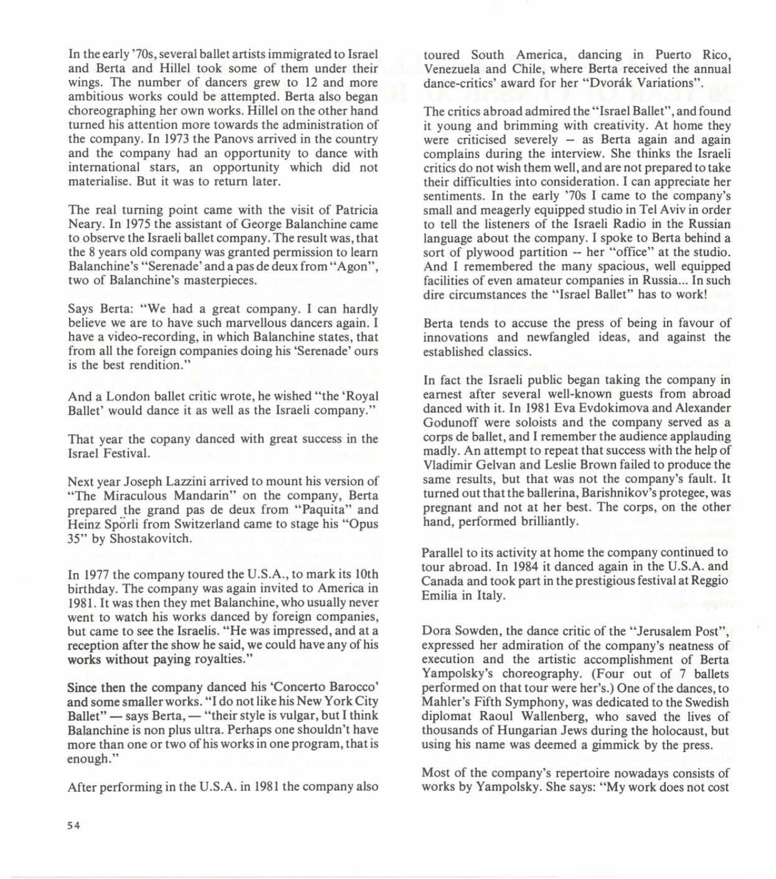In the early '70s, several ballet artists immigrated to Israel and Berta and Hillel took some of them under their wings. The number of dancers grew to 12 and more ambitious works could be attempted. Berta also began choreographing her own works. Hillel on the other hand turned his attention more towards the administration of the company. In 1973 the Panovs arrived in the country and the company had an opportunity to dance with international stars, an opportunity which did not materialise. But it was to return later.

The real turning point came with the visit of Patricia Neary. In 1975 the assistant of George Balanchine came to observe the Israeli ballet company. The result was, that the 8 years old company was granted permission to learn Balanchine's "Serenade" and a pas de deux from "Agon", two of Balanchine's masterpieces.

Says Berta: "We had a great company. I can hardly believe we are to have such marvellous dancers again. I have a video-recording, in which Balanchine states, that from all the foreign companies doing his 'Serenade' ours is the best rendition."

And a London ballet critic wrote, he wished "the 'Royal Ballet' would dance it as well as the Israeli company."

That year the copany danced with great success in the Israel Festival.

Next year Joseph Lazzini arrived to mount his version of "The Miraculous Mandarin" on the company, Berta prepared the grand pas de deux from "Paquita" and Heinz Spörli from Switzerland came to stage his "Opus 35" by Shostakovitch.

In 1977 the company toured the U.S.A., to mark its 10th birthday. The company was again invited to America in 1981. It was then they met Balanchine, who usually never went to watch his works danced by foreign companies, but came to see the Israelis. "He was impressed, and at a reception after the show he said, we could have any of his works without paying royalties."

Since then the company danced his 'Concerto Barocco' and some smaller works. "I do not like his New York City Ballet" — says Berta, — "their style is vulgar, but I think Balanchine is non plus ultra. Perhaps one shouldn't have more than one or two of his works in one program, that is enough."

After performing in the U.S.A. in 1981 the company also toured South America, dancing in Puerto Rico, Venezuela and Chile, where Berta received the annual dance-critics' award for her "Dvorák Variations".

The critics abroad admired the "Israel Ballet", and found it young and brimming with creativity. At home they were criticised severely – as Berta again and again complains during the interview. She thinks the Israeli critics do not wish them well, and are not prepared to take their difficulties into consideration. I can appreciate her sentiments. In the early '70s I came to the company's small and meagerly equipped studio in Tel Aviv in order to tell the listeners of the Israeli Radio in the Russian language about the company. I spoke to Berta behind a sort of plywood partition -- her "office" at the studio. And I remembered the many spacious, well equipped facilities of even amateur companies in Russia... In such dire circumstances the "Israel Ballet" has to work!

Berta tends to accuse the press of being in favour of innovations and newfangled ideas, and against the established classics.

In fact the Israeli public began taking the company in earnest after several well-known guests from abroad danced with it. In 1981 Eva Evdokimova and Alexander Godunoff were soloists and the company served as a corps de ballet, and I remember the audience applauding madly. An attempt to repeat that success with the help of Vladimir Gelvan and Leslie Brown failed to produce the same results, but that was not the company's fault. It turned out that the ballerina, Barishnikov's protegee, was pregnant and not at her best. The corps, on the other hand, performed brilliantly.

Parallel to its activity at home the company continued to tour abroad. In 1984 it danced again in the U.S.A. and Canada and took part in the prestigious festival at Reggio Emilia in Italy.

Dora Sowden, the dance critic of the "Jerusalem Post", expressed her admiration of the company's neatness of execution and the artistic accomplishment of Berta Yampolsky's choreography. (Four out of 7 ballets performed on that tour were her's.) One of the dances, to Mahler's Fifth Symphony, was dedicated to the Swedish diplomat Raoul Wallenberg, who saved the lives of thousands of Hungarian Jews during the holocaust, but using his name was deemed a gimmick by the press.

Most of the company's repertoire nowadays consists of works by Yampolsky. She says: "My work does not cost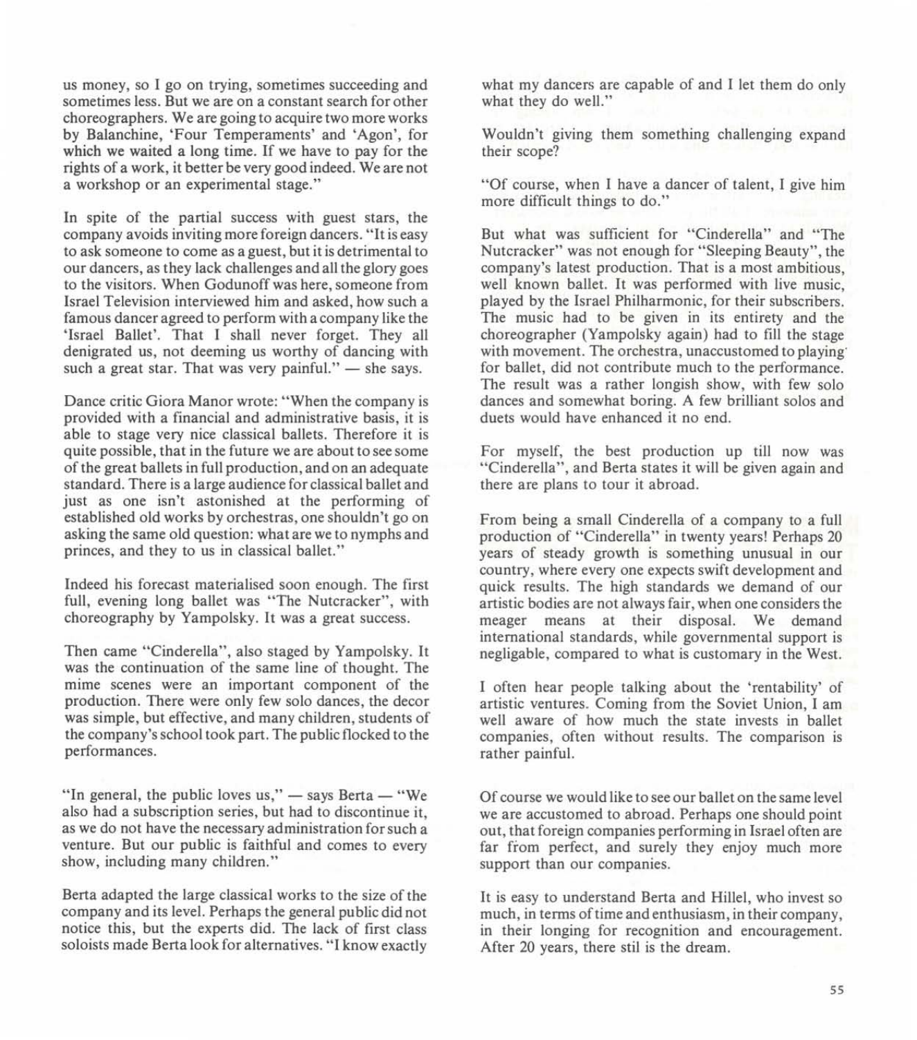us money, so I go on trying, sometimes succeeding and sometimes less. But we are on a constant search for other choreographers. We are going to acquire two more works by Balanchine, 'Four Temperaments' and 'Agon', for which we waited a long time. If we have to pay for the rights of a work, it better be very good indeed. We are not a workshop or an experimental stage."

In spite of the partial success with guest stars, the company avoids inviting more foreign dancers. "It is easy to ask someone to come as a guest, but it is detrimental to our dancers, as they lack challenges and all the glory goes to the visitors. When Godunoff was here, someone from Israel Television interviewed him and asked, how such a famous dancer agreed to perform with a company like the 'Israel Ballet'. That I shall never forget. They all denigrated us, not deeming us worthy of dancing with such a great star. That was very painful." — she says.

Dance critic Giora Manor wrote: "When the company is provided with a financial and administrative basis, it is able to stage very nice classical ballets. Therefore it is quite possible, that in the future we are about to see some of the great ballets in full production, and on an adequate standard. There is a large audience for classical ballet and just as one isn't astonished at the performing of established old works by orchestras, one shouldn't go on asking the same old question: what are we to nymphs and princes, and they to us in classical ballet."

Indeed his forecast materialised soon enough. The first full, evening long ballet was "The Nutcracker", with choreography by Yampolsky. It was a great success.

Then came "Cinderella", also staged by Yampolsky. It was the continuation of the same line of thought. The mime scenes were an important component of the production. There were only few solo dances, the decor was simple, but effective, and many children, students of the company's school took part. The public flocked to the performances.

"In general, the public loves us," — says Berta — "We also had a subscription series, but had to discontinue it, as we do not have the necessary administration for such a venture. But our public is faithful and comes to every show, including many children."

Berta adapted the large classical works to the size of the company and its level. Perhaps the general public did not notice this, but the experts did. The lack of first class soloists made Berta look for alternatives. "I know exactly what my dancers are capable of and I let them do only what they do well."

Wouldn't giving them something challenging expand their scope?

"Of course, when I have a dancer of talent, I give him more difficult things to do."

But what was sufficient for "Cinderella" and "The Nutcracker" was not enough for "Sleeping Beauty", the company's latest production. That is a most ambitious, well known ballet. It was performed with live music, played by the Israel Philharmonic, for their subscribers. The music had to be given in its entirety and the choreographer (Yampolsky again) had to fill the stage with movement. The orchestra, unaccustomed to playing for ballet, did not contribute much to the performance. The result was a rather longish show, with few solo dances and somewhat boring. A few brilliant solos and duets would have enhanced it no end.

For myself, the best production up till now was "Cinderella", and Berta states it will be given again and there are plans to tour it abroad.

From being a small Cinderella of a company to a full production of "Cinderella" in twenty years! Perhaps 20 years of steady growth is something unusual in our country, where every one expects swift development and quick results. The high standards we demand of our artistic bodies are not always fair, when one considers the meager means at their disposal. We demand international standards, while governmental support is negligable, compared to what is customary in the West.

I often hear people talking about the 'rentability' of artistic ventures. Coming from the Soviet Union, I am well aware of how much the state invests in ballet companies, often without results. The comparison is rather painful.

Of course we would like to see our ballet on the same level we are accustomed to abroad. Perhaps one should point out, that foreign companies performing in Israel often are far from perfect, and surely they enjoy much more support than our companies.

It is easy to understand Berta and Hillel, who invest so much, in terms of time and enthusiasm, in their company, in their longing for recognition and encouragement. After 20 years, there stil is the dream.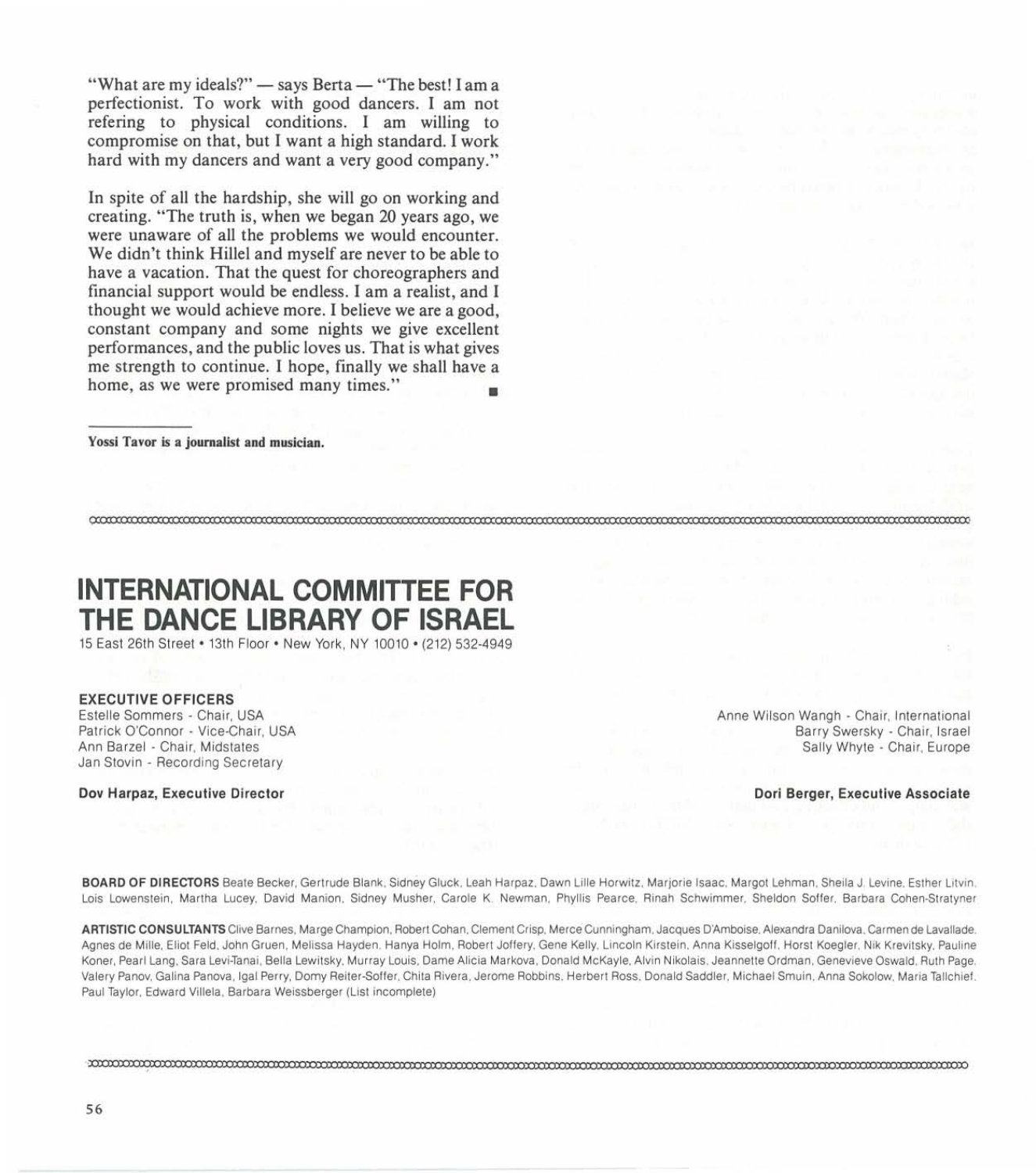"What are my ideals?" — says Berta — "The best! I am a perfectionist. To work with good dancers. I am not refering to physical conditions. I am willing to compromise on that, but I want a high standard. I work hard with my dancers and want a very good company."

In spite of all the hardship, she will go on working and creating. "The truth is, when we began 20 years ago, we were unaware of all the problems we would encounter. We didn't think Hillel and myself are never to be able to have a vacation. That the quest for choreographers and financial support would be endless. I am a realist, and I thought we would achieve more. I believe we are a good, constant company and some nights we give excellent performances, and the public loves us. That is what gives me strength to continue. I hope, finally we shall have a home, as we were promised many times." ■

---

**Yossi Tavor is a journalist and musician.**

---

# INTERNATIONAL COMMITTEE FOR THE DANCE LIBRARY OF ISRAEL

15 East 26th Street • 13th Floor • New York, NY 10010 • (212) 532-4949

**EXECUTIVE OFFICERS**

Estelle Sommers - Chair, USA
Patrick O'Connor - Vice-Chair, USA
Ann Barzel - Chair, Midstates
Jan Stovin - Recording Secretary

Anne Wilson Wangh - Chair, International
Barry Swersky - Chair, Israel
Sally Whyte - Chair, Europe

**Dov Harpaz, Executive Director**

**Dori Berger, Executive Associate**

**BOARD OF DIRECTORS** Beate Becker, Gertrude Blank, Sidney Gluck, Leah Harpaz, Dawn Lille Horwitz, Marjorie Isaac, Margot Lehman, Sheila J. Levine, Esther Litvin, Lois Lowenstein, Martha Lucey, David Manion, Sidney Musher, Carole K. Newman, Phyllis Pearce, Rinah Schwimmer, Sheldon Soffer, Barbara Cohen-Stratyner

**ARTISTIC CONSULTANTS** Clive Barnes, Marge Champion, Robert Cohan, Clement Crisp, Merce Cunningham, Jacques D'Amboise, Alexandra Danilova, Carmen de Lavallade, Agnes de Mille, Eliot Feld, John Gruen, Melissa Hayden, Hanya Holm, Robert Joffery, Gene Kelly, Lincoln Kirstein, Anna Kisselgoff, Horst Koegler, Nik Krevitsky, Pauline Koner, Pearl Lang, Sara Levi-Tanai, Bella Lewitsky, Murray Louis, Dame Alicia Markova, Donald McKayle, Alvin Nikolais, Jeannette Ordman, Genevieve Oswald, Ruth Page, Valery Panov, Galina Panova, Igal Perry, Domy Reiter-Soffer, Chita Rivera, Jerome Robbins, Herbert Ross, Donald Saddler, Michael Smuin, Anna Sokolow, Maria Tallchief, Paul Taylor, Edward Villela, Barbara Weissberger (List incomplete)